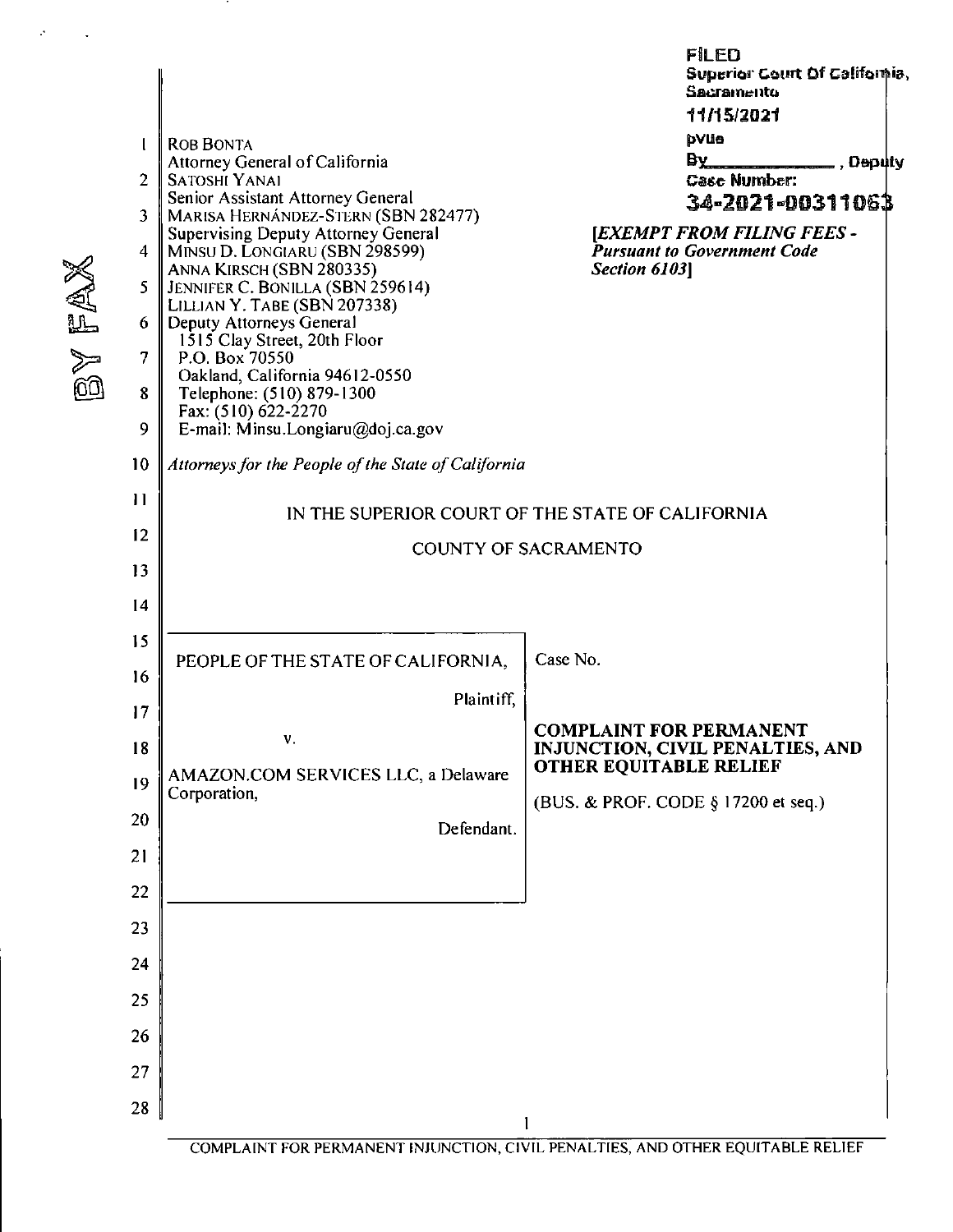ROB BONTA
Attorney General of California
SATOSHI YANAI
Senior Assistant Attorney General
MARISA HERNÁNDEZ-STERN (SBN 282477)
Supervising Deputy Attorney General
MINSU D. LONGIARU (SBN 298599)
ANNA KIRSCH (SBN 280335)
JENNIFER C. BONILLA (SBN 259614)
LILLIAN Y. TABE (SBN 207338)
Deputy Attorneys General
1515 Clay Street, 20th Floor
P.O. Box 70550
Oakland, California 94612-0550
Telephone: (510) 879-1300
Fax: (510) 622-2270
E-mail: Minsu.Longiaru@doj.ca.gov

*Attorneys for the People of the State of California*

FILED
Superior Court Of California,
Sacramento
11/15/2021
pvue
By_____________, Deputy
Case Number:
34-2021-00311063

*[EXEMPT FROM FILING FEES - Pursuant to Government Code Section 6103]*

BY FAX

IN THE SUPERIOR COURT OF THE STATE OF CALIFORNIA

COUNTY OF SACRAMENTO

| | |
|---|---|
| PEOPLE OF THE STATE OF CALIFORNIA, Plaintiff, v. AMAZON.COM SERVICES LLC, a Delaware Corporation, Defendant. | Case No. **COMPLAINT FOR PERMANENT INJUNCTION, CIVIL PENALTIES, AND OTHER EQUITABLE RELIEF** (BUS. & PROF. CODE § 17200 et seq.) |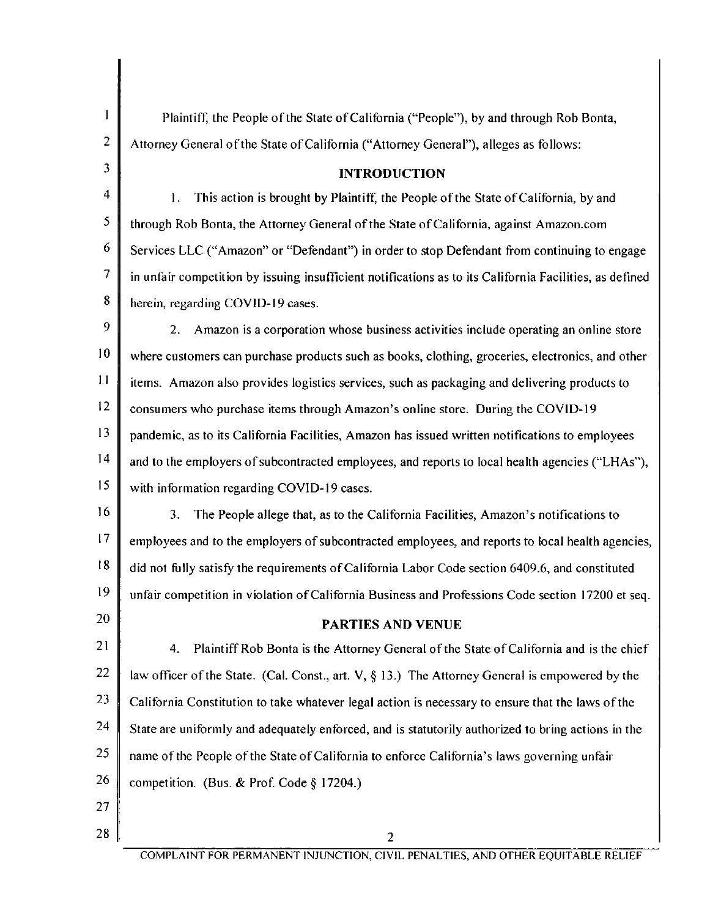Plaintiff, the People of the State of California ("People"), by and through Rob Bonta, Attorney General of the State of California ("Attorney General"), alleges as follows:

## INTRODUCTION

1. This action is brought by Plaintiff, the People of the State of California, by and through Rob Bonta, the Attorney General of the State of California, against Amazon.com Services LLC ("Amazon" or "Defendant") in order to stop Defendant from continuing to engage in unfair competition by issuing insufficient notifications as to its California Facilities, as defined herein, regarding COVID-19 cases.

2. Amazon is a corporation whose business activities include operating an online store where customers can purchase products such as books, clothing, groceries, electronics, and other items. Amazon also provides logistics services, such as packaging and delivering products to consumers who purchase items through Amazon's online store. During the COVID-19 pandemic, as to its California Facilities, Amazon has issued written notifications to employees and to the employers of subcontracted employees, and reports to local health agencies ("LHAs"), with information regarding COVID-19 cases.

3. The People allege that, as to the California Facilities, Amazon's notifications to employees and to the employers of subcontracted employees, and reports to local health agencies, did not fully satisfy the requirements of California Labor Code section 6409.6, and constituted unfair competition in violation of California Business and Professions Code section 17200 et seq.

## PARTIES AND VENUE

4. Plaintiff Rob Bonta is the Attorney General of the State of California and is the chief law officer of the State. (Cal. Const., art. V, § 13.) The Attorney General is empowered by the California Constitution to take whatever legal action is necessary to ensure that the laws of the State are uniformly and adequately enforced, and is statutorily authorized to bring actions in the name of the People of the State of California to enforce California's laws governing unfair competition. (Bus. & Prof. Code § 17204.)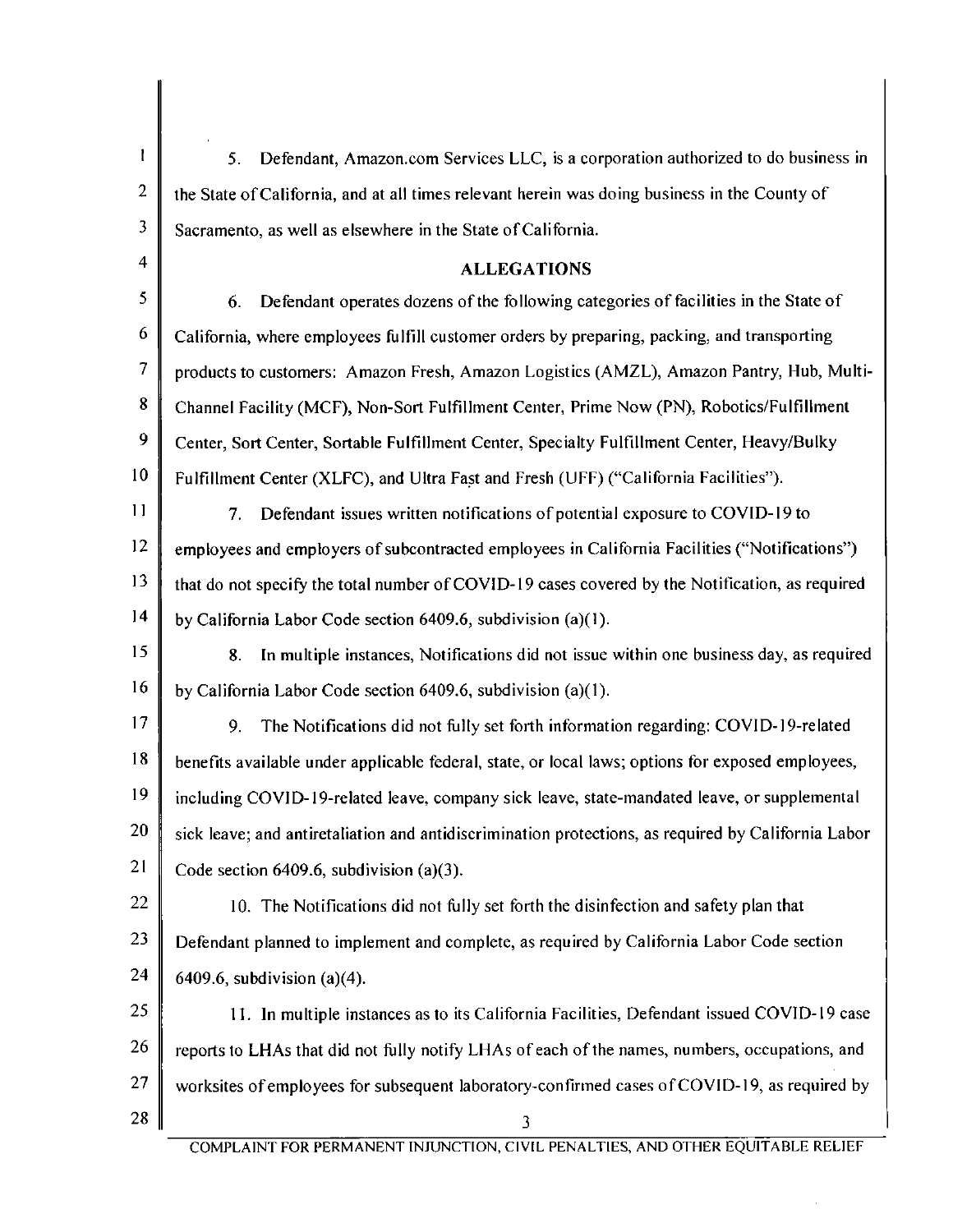5. Defendant, Amazon.com Services LLC, is a corporation authorized to do business in the State of California, and at all times relevant herein was doing business in the County of Sacramento, as well as elsewhere in the State of California.

## ALLEGATIONS

6. Defendant operates dozens of the following categories of facilities in the State of California, where employees fulfill customer orders by preparing, packing, and transporting products to customers: Amazon Fresh, Amazon Logistics (AMZL), Amazon Pantry, Hub, Multi-Channel Facility (MCF), Non-Sort Fulfillment Center, Prime Now (PN), Robotics/Fulfillment Center, Sort Center, Sortable Fulfillment Center, Specialty Fulfillment Center, Heavy/Bulky Fulfillment Center (XLFC), and Ultra Fast and Fresh (UFF) ("California Facilities").

7. Defendant issues written notifications of potential exposure to COVID-19 to employees and employers of subcontracted employees in California Facilities ("Notifications") that do not specify the total number of COVID-19 cases covered by the Notification, as required by California Labor Code section 6409.6, subdivision (a)(1).

8. In multiple instances, Notifications did not issue within one business day, as required by California Labor Code section 6409.6, subdivision (a)(1).

9. The Notifications did not fully set forth information regarding: COVID-19-related benefits available under applicable federal, state, or local laws; options for exposed employees, including COVID-19-related leave, company sick leave, state-mandated leave, or supplemental sick leave; and antiretaliation and antidiscrimination protections, as required by California Labor Code section 6409.6, subdivision (a)(3).

10. The Notifications did not fully set forth the disinfection and safety plan that Defendant planned to implement and complete, as required by California Labor Code section 6409.6, subdivision (a)(4).

11. In multiple instances as to its California Facilities, Defendant issued COVID-19 case reports to LHAs that did not fully notify LHAs of each of the names, numbers, occupations, and worksites of employees for subsequent laboratory-confirmed cases of COVID-19, as required by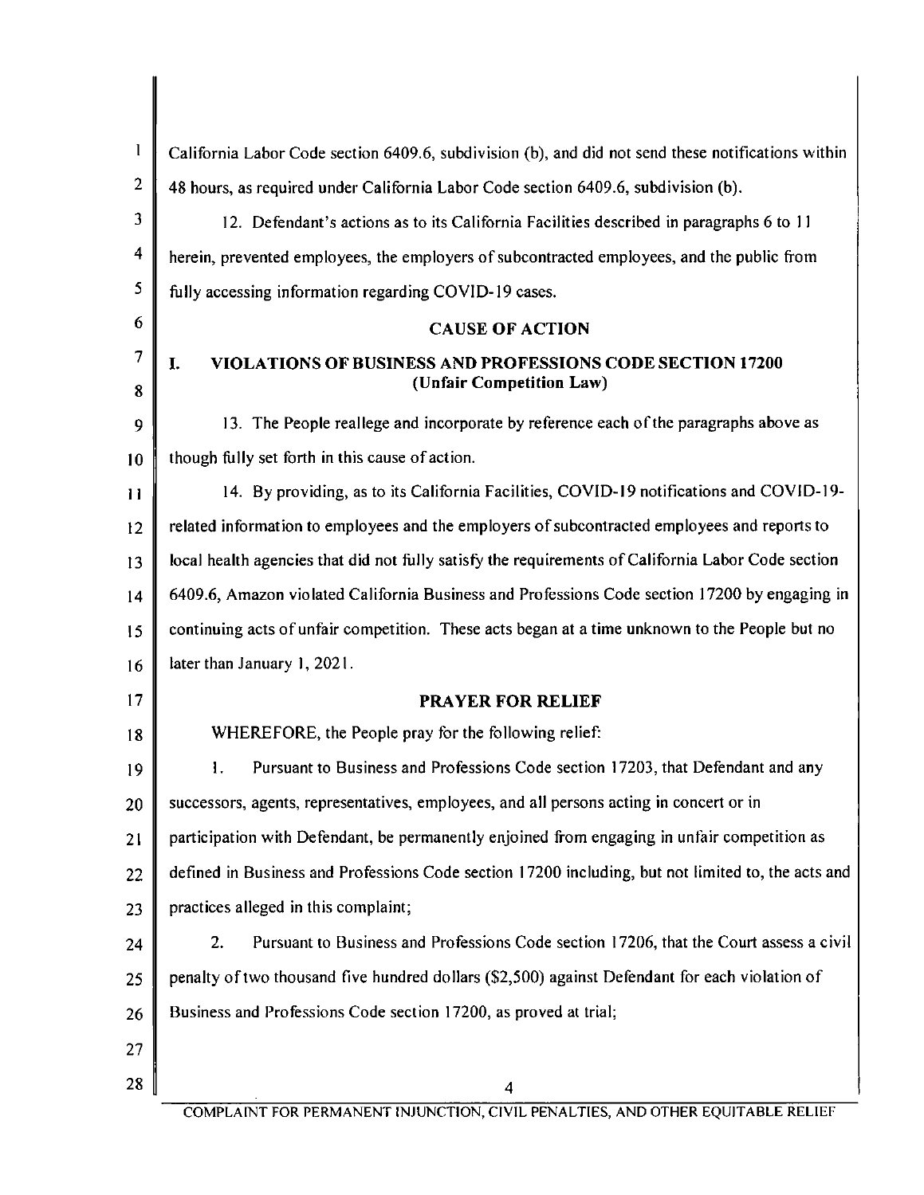California Labor Code section 6409.6, subdivision (b), and did not send these notifications within 48 hours, as required under California Labor Code section 6409.6, subdivision (b).

12. Defendant's actions as to its California Facilities described in paragraphs 6 to 11 herein, prevented employees, the employers of subcontracted employees, and the public from fully accessing information regarding COVID-19 cases.

## CAUSE OF ACTION

### I. VIOLATIONS OF BUSINESS AND PROFESSIONS CODE SECTION 17200 (Unfair Competition Law)

13. The People reallege and incorporate by reference each of the paragraphs above as though fully set forth in this cause of action.

14. By providing, as to its California Facilities, COVID-19 notifications and COVID-19-related information to employees and the employers of subcontracted employees and reports to local health agencies that did not fully satisfy the requirements of California Labor Code section 6409.6, Amazon violated California Business and Professions Code section 17200 by engaging in continuing acts of unfair competition. These acts began at a time unknown to the People but no later than January 1, 2021.

## PRAYER FOR RELIEF

WHEREFORE, the People pray for the following relief:

1. Pursuant to Business and Professions Code section 17203, that Defendant and any successors, agents, representatives, employees, and all persons acting in concert or in participation with Defendant, be permanently enjoined from engaging in unfair competition as defined in Business and Professions Code section 17200 including, but not limited to, the acts and practices alleged in this complaint;

2. Pursuant to Business and Professions Code section 17206, that the Court assess a civil penalty of two thousand five hundred dollars ($2,500) against Defendant for each violation of Business and Professions Code section 17200, as proved at trial;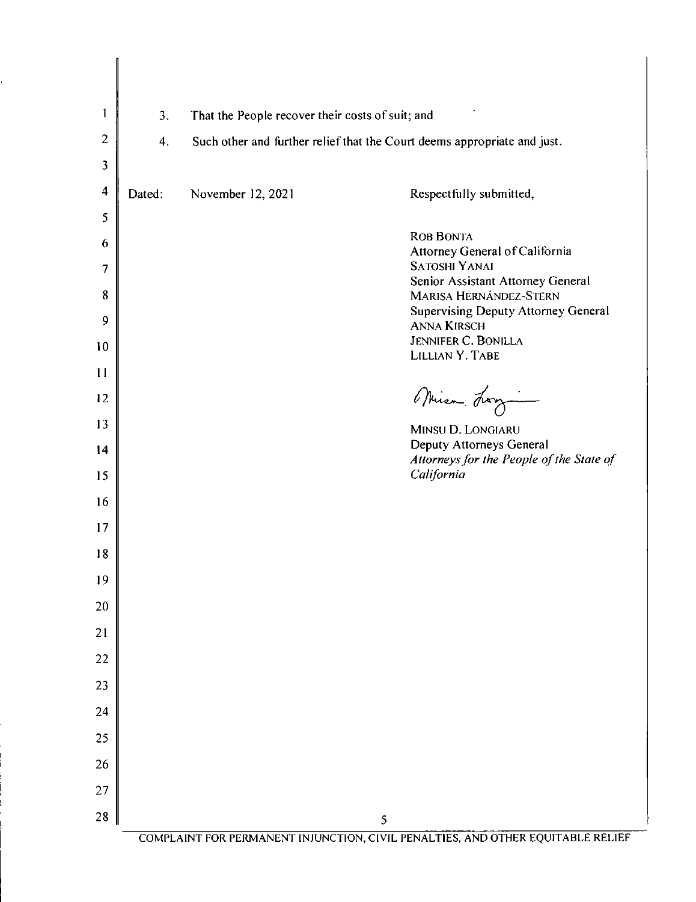3. That the People recover their costs of suit; and

4. Such other and further relief that the Court deems appropriate and just.

Dated: November 12, 2021

Respectfully submitted,

ROB BONTA
Attorney General of California
SATOSHI YANAI
Senior Assistant Attorney General
MARISA HERNÁNDEZ-STERN
Supervising Deputy Attorney General
ANNA KIRSCH
JENNIFER C. BONILLA
LILLIAN Y. TABE

MINSU D. LONGIARU
Deputy Attorneys General
*Attorneys for the People of the State of California*

COMPLAINT FOR PERMANENT INJUNCTION, CIVIL PENALTIES, AND OTHER EQUITABLE RELIEF